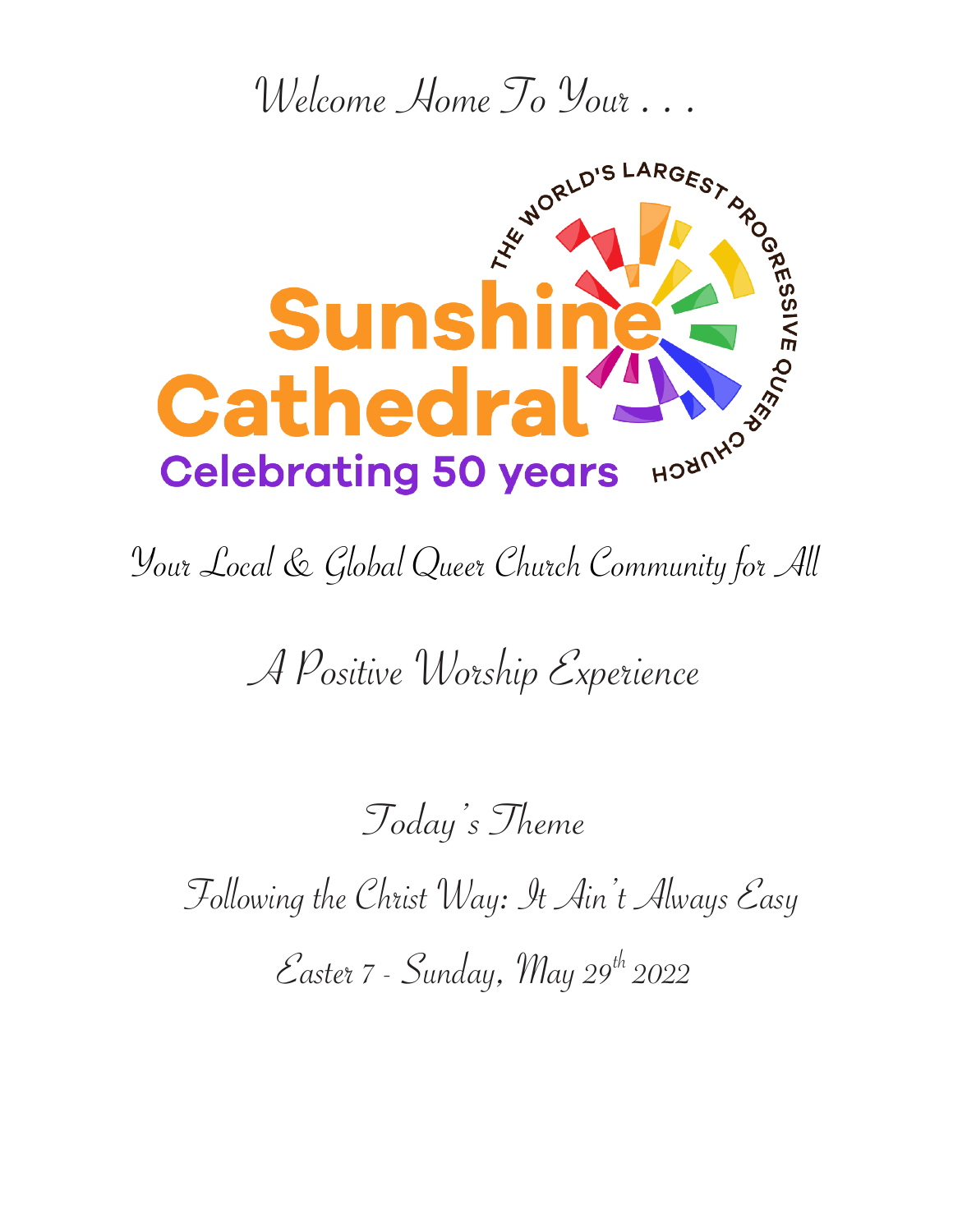Welcome Home To Your . . .

THE WORLD'S LARGEST PROGRESSIVE QUEER CHURCH

# Sunshine Cathedral

Celebrating 50 years

Your Local & Global Queer Church Community for All

## A Positive Worship Experience

Today's Theme

Following the Christ Way: It Ain't Always Easy

Easter 7 - Sunday, May 29th 2022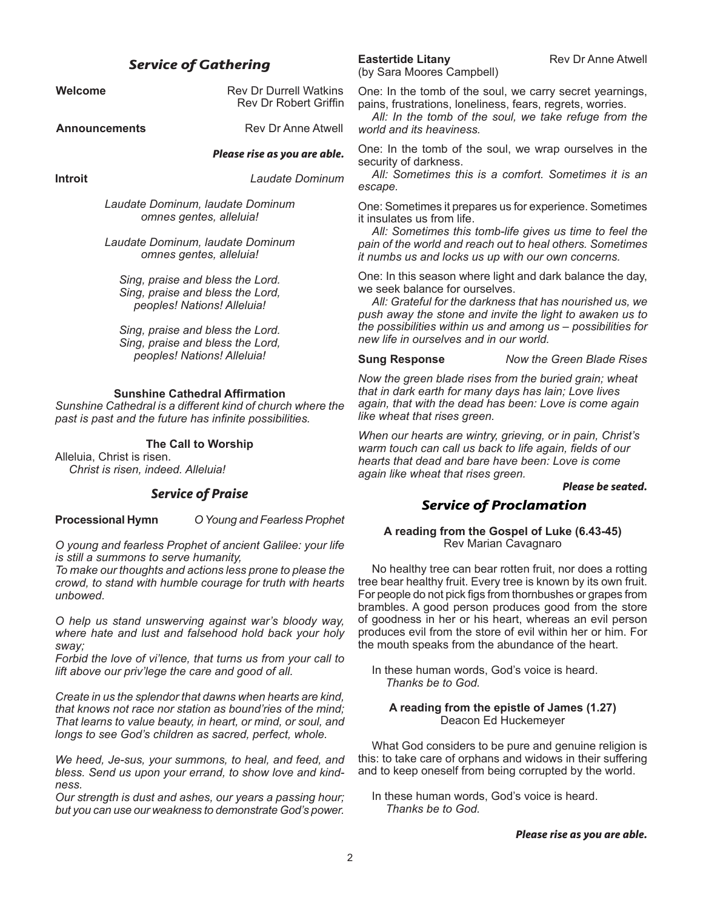## *Service of Gathering*

**Welcome** — Rev Dr Durrell Watkins, Rev Dr Robert Griffin

**Announcements** — Rev Dr Anne Atwell

***Please rise as you are able.***

**Introit** — *Laudate Dominum*

*Laudate Dominum, laudate Dominum*
*omnes gentes, alleluia!*

*Laudate Dominum, laudate Dominum*
*omnes gentes, alleluia!*

*Sing, praise and bless the Lord.*
*Sing, praise and bless the Lord,*
*peoples! Nations! Alleluia!*

*Sing, praise and bless the Lord.*
*Sing, praise and bless the Lord,*
*peoples! Nations! Alleluia!*

**Sunshine Cathedral Affirmation**

*Sunshine Cathedral is a different kind of church where the past is past and the future has infinite possibilities.*

**The Call to Worship**

Alleluia, Christ is risen.
*Christ is risen, indeed. Alleluia!*

## *Service of Praise*

**Processional Hymn** — *O Young and Fearless Prophet*

*O young and fearless Prophet of ancient Galilee: your life is still a summons to serve humanity,*
*To make our thoughts and actions less prone to please the crowd, to stand with humble courage for truth with hearts unbowed.*

*O help us stand unswerving against war's bloody way, where hate and lust and falsehood hold back your holy sway;*
*Forbid the love of vi'lence, that turns us from your call to lift above our priv'lege the care and good of all.*

*Create in us the splendor that dawns when hearts are kind, that knows not race nor station as bound'ries of the mind; That learns to value beauty, in heart, or mind, or soul, and longs to see God's children as sacred, perfect, whole.*

*We heed, Je-sus, your summons, to heal, and feed, and bless. Send us upon your errand, to show love and kind-ness.*
*Our strength is dust and ashes, our years a passing hour; but you can use our weakness to demonstrate God's power.*

**Eastertide Litany** — Rev Dr Anne Atwell
(by Sara Moores Campbell)

One: In the tomb of the soul, we carry secret yearnings, pains, frustrations, loneliness, fears, regrets, worries.
*All: In the tomb of the soul, we take refuge from the world and its heaviness.*

One: In the tomb of the soul, we wrap ourselves in the security of darkness.
*All: Sometimes this is a comfort. Sometimes it is an escape.*

One: Sometimes it prepares us for experience. Sometimes it insulates us from life.
*All: Sometimes this tomb-life gives us time to feel the pain of the world and reach out to heal others. Sometimes it numbs us and locks us up with our own concerns.*

One: In this season where light and dark balance the day, we seek balance for ourselves.
*All: Grateful for the darkness that has nourished us, we push away the stone and invite the light to awaken us to the possibilities within us and among us – possibilities for new life in ourselves and in our world.*

**Sung Response** — *Now the Green Blade Rises*

*Now the green blade rises from the buried grain; wheat that in dark earth for many days has lain; Love lives again, that with the dead has been: Love is come again like wheat that rises green.*

*When our hearts are wintry, grieving, or in pain, Christ's warm touch can call us back to life again, fields of our hearts that dead and bare have been: Love is come again like wheat that rises green.*

***Please be seated.***

## *Service of Proclamation*

**A reading from the Gospel of Luke (6.43-45)**
Rev Marian Cavagnaro

No healthy tree can bear rotten fruit, nor does a rotting tree bear healthy fruit. Every tree is known by its own fruit. For people do not pick figs from thornbushes or grapes from brambles. A good person produces good from the store of goodness in her or his heart, whereas an evil person produces evil from the store of evil within her or him. For the mouth speaks from the abundance of the heart.

In these human words, God's voice is heard.
*Thanks be to God.*

**A reading from the epistle of James (1.27)**
Deacon Ed Huckemeyer

What God considers to be pure and genuine religion is this: to take care of orphans and widows in their suffering and to keep oneself from being corrupted by the world.

In these human words, God's voice is heard.
*Thanks be to God.*

***Please rise as you are able.***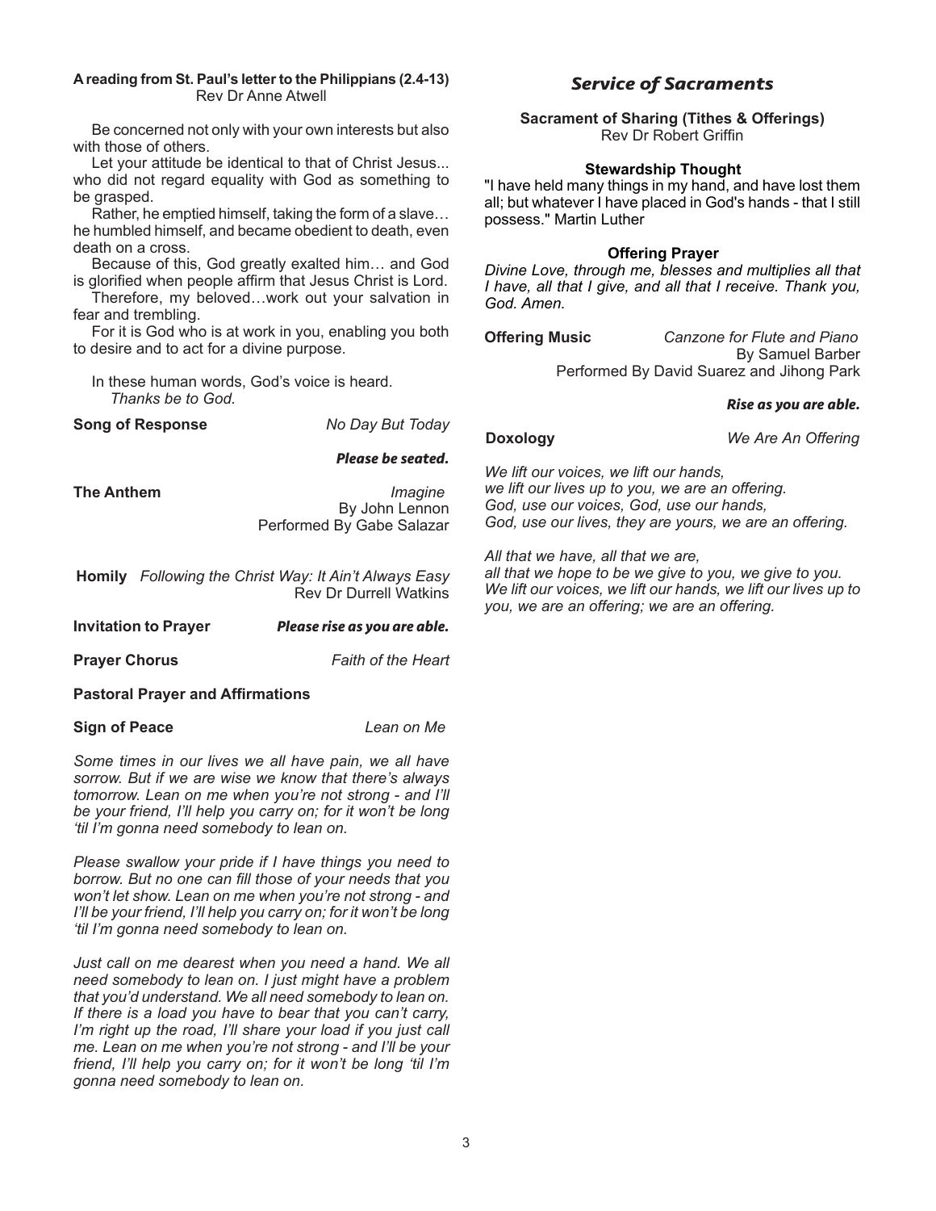**A reading from St. Paul's letter to the Philippians (2.4-13)**
Rev Dr Anne Atwell

Be concerned not only with your own interests but also with those of others.

Let your attitude be identical to that of Christ Jesus... who did not regard equality with God as something to be grasped.

Rather, he emptied himself, taking the form of a slave… he humbled himself, and became obedient to death, even death on a cross.

Because of this, God greatly exalted him… and God is glorified when people affirm that Jesus Christ is Lord.

Therefore, my beloved…work out your salvation in fear and trembling.

For it is God who is at work in you, enabling you both to desire and to act for a divine purpose.

In these human words, God's voice is heard.
*Thanks be to God.*

**Song of Response** *No Day But Today*

***Please be seated.***

**The Anthem** *Imagine*
By John Lennon
Performed By Gabe Salazar

**Homily** *Following the Christ Way: It Ain't Always Easy*
Rev Dr Durrell Watkins

**Invitation to Prayer** ***Please rise as you are able.***

**Prayer Chorus** *Faith of the Heart*

**Pastoral Prayer and Affirmations**

**Sign of Peace** *Lean on Me*

*Some times in our lives we all have pain, we all have sorrow. But if we are wise we know that there's always tomorrow. Lean on me when you're not strong - and I'll be your friend, I'll help you carry on; for it won't be long 'til I'm gonna need somebody to lean on.*

*Please swallow your pride if I have things you need to borrow. But no one can fill those of your needs that you won't let show. Lean on me when you're not strong - and I'll be your friend, I'll help you carry on; for it won't be long 'til I'm gonna need somebody to lean on.*

*Just call on me dearest when you need a hand. We all need somebody to lean on. I just might have a problem that you'd understand. We all need somebody to lean on. If there is a load you have to bear that you can't carry, I'm right up the road, I'll share your load if you just call me. Lean on me when you're not strong - and I'll be your friend, I'll help you carry on; for it won't be long 'til I'm gonna need somebody to lean on.*

## *Service of Sacraments*

**Sacrament of Sharing (Tithes & Offerings)**
Rev Dr Robert Griffin

**Stewardship Thought**

"I have held many things in my hand, and have lost them all; but whatever I have placed in God's hands - that I still possess." Martin Luther

**Offering Prayer**

*Divine Love, through me, blesses and multiplies all that I have, all that I give, and all that I receive. Thank you, God. Amen.*

**Offering Music** *Canzone for Flute and Piano*
By Samuel Barber
Performed By David Suarez and Jihong Park

***Rise as you are able.***

**Doxology** *We Are An Offering*

*We lift our voices, we lift our hands,*
*we lift our lives up to you, we are an offering.*
*God, use our voices, God, use our hands,*
*God, use our lives, they are yours, we are an offering.*

*All that we have, all that we are,*
*all that we hope to be we give to you, we give to you.*
*We lift our voices, we lift our hands, we lift our lives up to you, we are an offering; we are an offering.*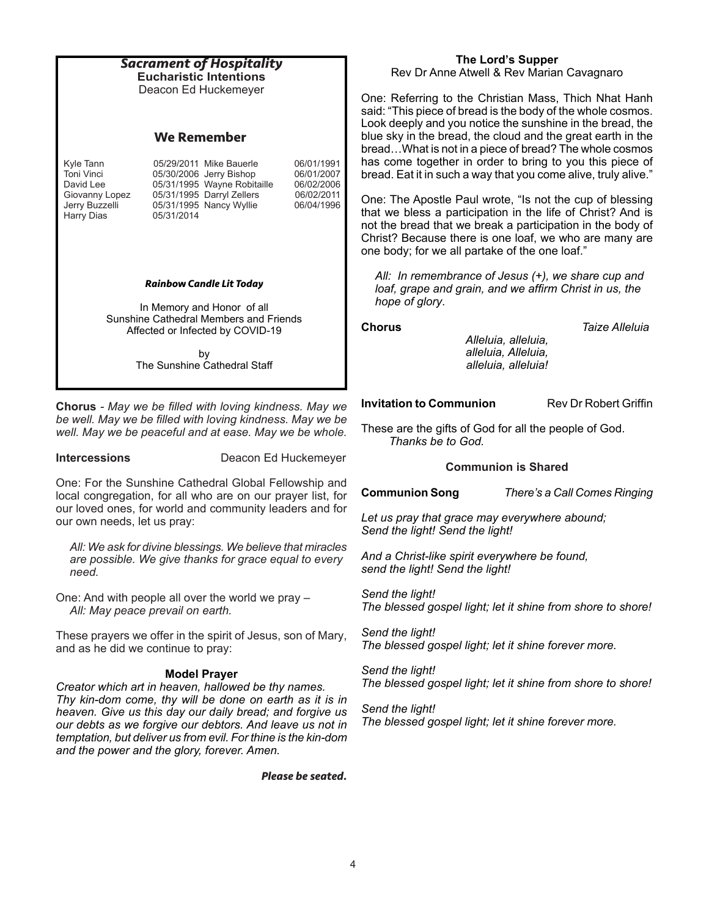## *Sacrament of Hospitality*

**Eucharistic Intentions**

Deacon Ed Huckemeyer

## We Remember

| | | | |
|---|---|---|---|
| Kyle Tann | 05/29/2011 | Mike Bauerle | 06/01/1991 |
| Toni Vinci | 05/30/2006 | Jerry Bishop | 06/01/2007 |
| David Lee | 05/31/1995 | Wayne Robitaille | 06/02/2006 |
| Giovanny Lopez | 05/31/1995 | Darryl Zellers | 06/02/2011 |
| Jerry Buzzelli | 05/31/1995 | Nancy Wyllie | 06/04/1996 |
| Harry Dias | 05/31/2014 | | |

***Rainbow Candle Lit Today***

In Memory and Honor of all Sunshine Cathedral Members and Friends Affected or Infected by COVID-19

by
The Sunshine Cathedral Staff

**Chorus** - *May we be filled with loving kindness. May we be well. May we be filled with loving kindness. May we be well. May we be peaceful and at ease. May we be whole.*

**Intercessions** Deacon Ed Huckemeyer

One: For the Sunshine Cathedral Global Fellowship and local congregation, for all who are on our prayer list, for our loved ones, for world and community leaders and for our own needs, let us pray:

*All: We ask for divine blessings. We believe that miracles are possible. We give thanks for grace equal to every need.*

One: And with people all over the world we pray –
*All: May peace prevail on earth.*

These prayers we offer in the spirit of Jesus, son of Mary, and as he did we continue to pray:

**Model Prayer**

*Creator which art in heaven, hallowed be thy names. Thy kin-dom come, thy will be done on earth as it is in heaven. Give us this day our daily bread; and forgive us our debts as we forgive our debtors. And leave us not in temptation, but deliver us from evil. For thine is the kin-dom and the power and the glory, forever. Amen.*

***Please be seated.***

**The Lord's Supper**

Rev Dr Anne Atwell & Rev Marian Cavagnaro

One: Referring to the Christian Mass, Thich Nhat Hanh said: "This piece of bread is the body of the whole cosmos. Look deeply and you notice the sunshine in the bread, the blue sky in the bread, the cloud and the great earth in the bread…What is not in a piece of bread? The whole cosmos has come together in order to bring to you this piece of bread. Eat it in such a way that you come alive, truly alive."

One: The Apostle Paul wrote, "Is not the cup of blessing that we bless a participation in the life of Christ? And is not the bread that we break a participation in the body of Christ? Because there is one loaf, we who are many are one body; for we all partake of the one loaf."

*All: In remembrance of Jesus (+), we share cup and loaf, grape and grain, and we affirm Christ in us, the hope of glory.*

**Chorus** *Taize Alleluia*

*Alleluia, alleluia,*
*alleluia, Alleluia,*
*alleluia, alleluia!*

**Invitation to Communion** Rev Dr Robert Griffin

These are the gifts of God for all the people of God.
*Thanks be to God.*

**Communion is Shared**

**Communion Song** *There's a Call Comes Ringing*

*Let us pray that grace may everywhere abound;*
*Send the light! Send the light!*

*And a Christ-like spirit everywhere be found,*
*send the light! Send the light!*

*Send the light!*
*The blessed gospel light; let it shine from shore to shore!*

*Send the light!*
*The blessed gospel light; let it shine forever more.*

*Send the light!*
*The blessed gospel light; let it shine from shore to shore!*

*Send the light!*
*The blessed gospel light; let it shine forever more.*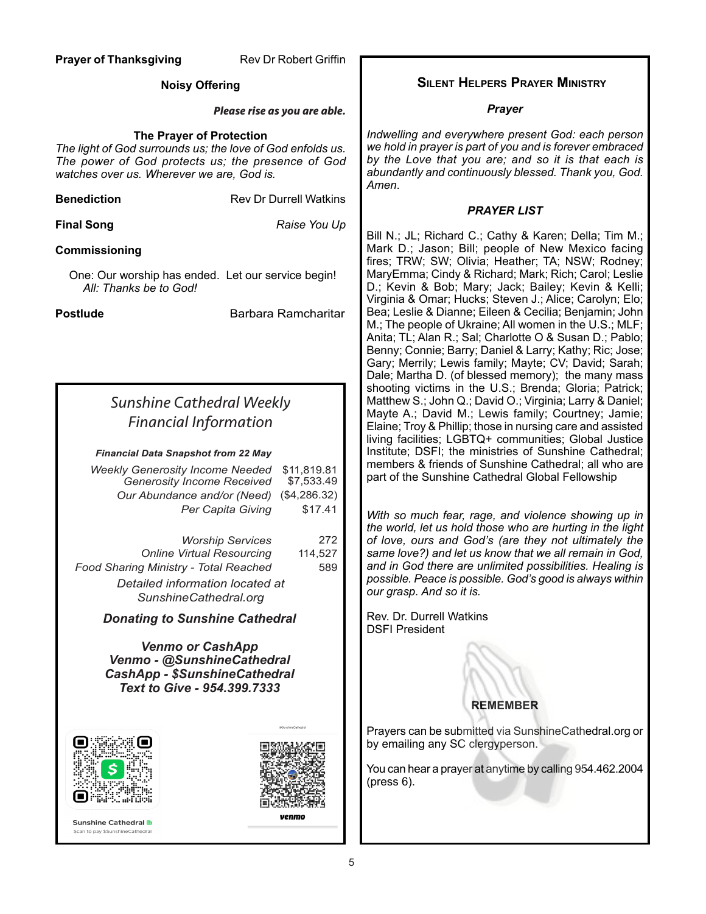**Prayer of Thanksgiving** Rev Dr Robert Griffin

**Noisy Offering**

***Please rise as you are able.***

**The Prayer of Protection**

*The light of God surrounds us; the love of God enfolds us. The power of God protects us; the presence of God watches over us. Wherever we are, God is.*

**Benediction** Rev Dr Durrell Watkins

**Final Song** *Raise You Up*

**Commissioning**

One: Our worship has ended. Let our service begin!
*All: Thanks be to God!*

**Postlude** Barbara Ramcharitar

## *Sunshine Cathedral Weekly Financial Information*

***Financial Data Snapshot from 22 May***

| | |
|---|---|
| *Weekly Generosity Income Needed* | $11,819.81 |
| *Generosity Income Received* | $7,533.49 |
| *Our Abundance and/or (Need)* | ($4,286.32) |
| *Per Capita Giving* | $17.41 |
| *Worship Services* | 272 |
| *Online Virtual Resourcing* | 114,527 |
| *Food Sharing Ministry - Total Reached* | 589 |

*Detailed information located at SunshineCathedral.org*

***Donating to Sunshine Cathedral***

***Venmo or CashApp***
***Venmo - @SunshineCathedral***
***CashApp - $SunshineCathedral***
***Text to Give - 954.399.7333***

Sunshine Cathedral
Scan to pay $SunshineCathedral

venmo

## Silent Helpers Prayer Ministry

***Prayer***

*Indwelling and everywhere present God: each person we hold in prayer is part of you and is forever embraced by the Love that you are; and so it is that each is abundantly and continuously blessed. Thank you, God. Amen.*

***PRAYER LIST***

Bill N.; JL; Richard C.; Cathy & Karen; Della; Tim M.; Mark D.; Jason; Bill; people of New Mexico facing fires; TRW; SW; Olivia; Heather; TA; NSW; Rodney; MaryEmma; Cindy & Richard; Mark; Rich; Carol; Leslie D.; Kevin & Bob; Mary; Jack; Bailey; Kevin & Kelli; Virginia & Omar; Hucks; Steven J.; Alice; Carolyn; Elo; Bea; Leslie & Dianne; Eileen & Cecilia; Benjamin; John M.; The people of Ukraine; All women in the U.S.; MLF; Anita; TL; Alan R.; Sal; Charlotte O & Susan D.; Pablo; Benny; Connie; Barry; Daniel & Larry; Kathy; Ric; Jose; Gary; Merrily; Lewis family; Mayte; CV; David; Sarah; Dale; Martha D. (of blessed memory); the many mass shooting victims in the U.S.; Brenda; Gloria; Patrick; Matthew S.; John Q.; David O.; Virginia; Larry & Daniel; Mayte A.; David M.; Lewis family; Courtney; Jamie; Elaine; Troy & Phillip; those in nursing care and assisted living facilities; LGBTQ+ communities; Global Justice Institute; DSFI; the ministries of Sunshine Cathedral; members & friends of Sunshine Cathedral; all who are part of the Sunshine Cathedral Global Fellowship

*With so much fear, rage, and violence showing up in the world, let us hold those who are hurting in the light of love, ours and God's (are they not ultimately the same love?) and let us know that we all remain in God, and in God there are unlimited possibilities. Healing is possible. Peace is possible. God's good is always within our grasp. And so it is.*

Rev. Dr. Durrell Watkins
DSFI President

**REMEMBER**

Prayers can be submitted via SunshineCathedral.org or by emailing any SC clergyperson.

You can hear a prayer at anytime by calling 954.462.2004 (press 6).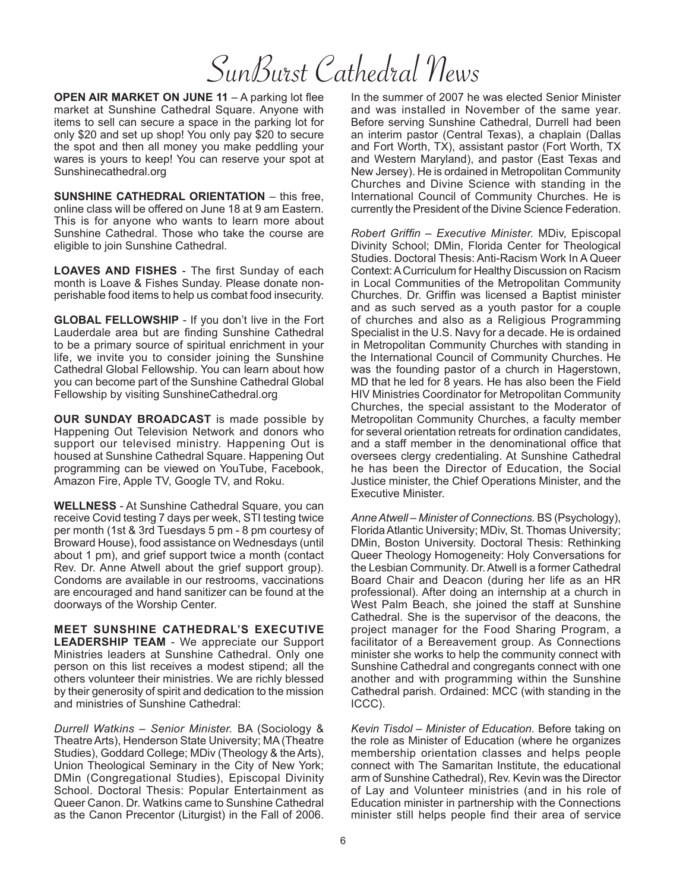# SunBurst Cathedral News

**OPEN AIR MARKET ON JUNE 11** – A parking lot flee market at Sunshine Cathedral Square. Anyone with items to sell can secure a space in the parking lot for only $20 and set up shop! You only pay $20 to secure the spot and then all money you make peddling your wares is yours to keep! You can reserve your spot at Sunshinecathedral.org

**SUNSHINE CATHEDRAL ORIENTATION** – this free, online class will be offered on June 18 at 9 am Eastern. This is for anyone who wants to learn more about Sunshine Cathedral. Those who take the course are eligible to join Sunshine Cathedral.

**LOAVES AND FISHES** - The first Sunday of each month is Loave & Fishes Sunday. Please donate non-perishable food items to help us combat food insecurity.

**GLOBAL FELLOWSHIP** - If you don't live in the Fort Lauderdale area but are finding Sunshine Cathedral to be a primary source of spiritual enrichment in your life, we invite you to consider joining the Sunshine Cathedral Global Fellowship. You can learn about how you can become part of the Sunshine Cathedral Global Fellowship by visiting SunshineCathedral.org

**OUR SUNDAY BROADCAST** is made possible by Happening Out Television Network and donors who support our televised ministry. Happening Out is housed at Sunshine Cathedral Square. Happening Out programming can be viewed on YouTube, Facebook, Amazon Fire, Apple TV, Google TV, and Roku.

**WELLNESS** - At Sunshine Cathedral Square, you can receive Covid testing 7 days per week, STI testing twice per month (1st & 3rd Tuesdays 5 pm - 8 pm courtesy of Broward House), food assistance on Wednesdays (until about 1 pm), and grief support twice a month (contact Rev. Dr. Anne Atwell about the grief support group). Condoms are available in our restrooms, vaccinations are encouraged and hand sanitizer can be found at the doorways of the Worship Center.

**MEET SUNSHINE CATHEDRAL'S EXECUTIVE LEADERSHIP TEAM** - We appreciate our Support Ministries leaders at Sunshine Cathedral. Only one person on this list receives a modest stipend; all the others volunteer their ministries. We are richly blessed by their generosity of spirit and dedication to the mission and ministries of Sunshine Cathedral:

*Durrell Watkins – Senior Minister.* BA (Sociology & Theatre Arts), Henderson State University; MA (Theatre Studies), Goddard College; MDiv (Theology & the Arts), Union Theological Seminary in the City of New York; DMin (Congregational Studies), Episcopal Divinity School. Doctoral Thesis: Popular Entertainment as Queer Canon. Dr. Watkins came to Sunshine Cathedral as the Canon Precentor (Liturgist) in the Fall of 2006. In the summer of 2007 he was elected Senior Minister and was installed in November of the same year. Before serving Sunshine Cathedral, Durrell had been an interim pastor (Central Texas), a chaplain (Dallas and Fort Worth, TX), assistant pastor (Fort Worth, TX and Western Maryland), and pastor (East Texas and New Jersey). He is ordained in Metropolitan Community Churches and Divine Science with standing in the International Council of Community Churches. He is currently the President of the Divine Science Federation.

*Robert Griffin – Executive Minister.* MDiv, Episcopal Divinity School; DMin, Florida Center for Theological Studies. Doctoral Thesis: Anti-Racism Work In A Queer Context: A Curriculum for Healthy Discussion on Racism in Local Communities of the Metropolitan Community Churches. Dr. Griffin was licensed a Baptist minister and as such served as a youth pastor for a couple of churches and also as a Religious Programming Specialist in the U.S. Navy for a decade. He is ordained in Metropolitan Community Churches with standing in the International Council of Community Churches. He was the founding pastor of a church in Hagerstown, MD that he led for 8 years. He has also been the Field HIV Ministries Coordinator for Metropolitan Community Churches, the special assistant to the Moderator of Metropolitan Community Churches, a faculty member for several orientation retreats for ordination candidates, and a staff member in the denominational office that oversees clergy credentialing. At Sunshine Cathedral he has been the Director of Education, the Social Justice minister, the Chief Operations Minister, and the Executive Minister.

*Anne Atwell – Minister of Connections.* BS (Psychology), Florida Atlantic University; MDiv, St. Thomas University; DMin, Boston University. Doctoral Thesis: Rethinking Queer Theology Homogeneity: Holy Conversations for the Lesbian Community. Dr. Atwell is a former Cathedral Board Chair and Deacon (during her life as an HR professional). After doing an internship at a church in West Palm Beach, she joined the staff at Sunshine Cathedral. She is the supervisor of the deacons, the project manager for the Food Sharing Program, a facilitator of a Bereavement group. As Connections minister she works to help the community connect with Sunshine Cathedral and congregants connect with one another and with programming within the Sunshine Cathedral parish. Ordained: MCC (with standing in the ICCC).

*Kevin Tisdol – Minister of Education.* Before taking on the role as Minister of Education (where he organizes membership orientation classes and helps people connect with The Samaritan Institute, the educational arm of Sunshine Cathedral), Rev. Kevin was the Director of Lay and Volunteer ministries (and in his role of Education minister in partnership with the Connections minister still helps people find their area of service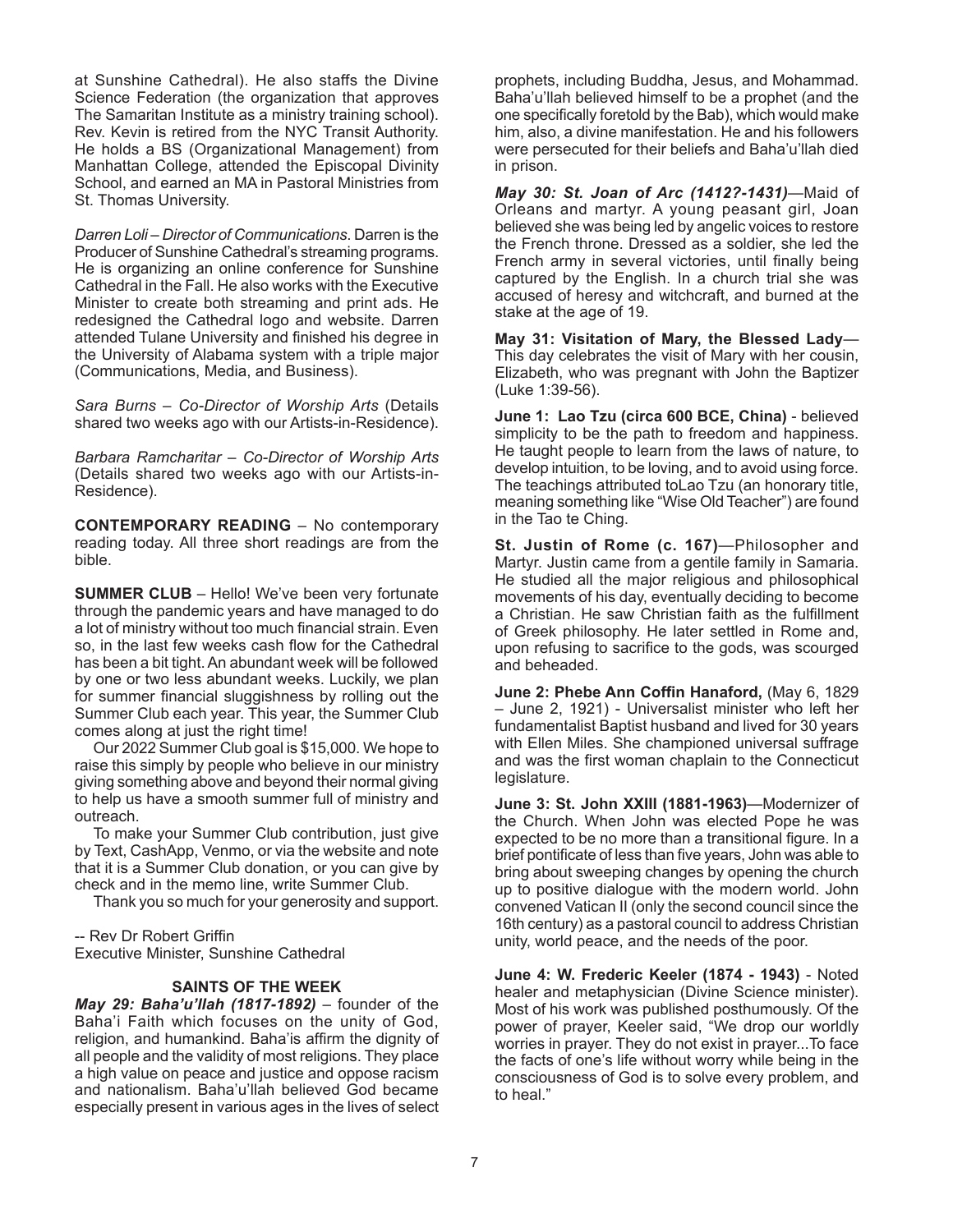at Sunshine Cathedral). He also staffs the Divine Science Federation (the organization that approves The Samaritan Institute as a ministry training school). Rev. Kevin is retired from the NYC Transit Authority. He holds a BS (Organizational Management) from Manhattan College, attended the Episcopal Divinity School, and earned an MA in Pastoral Ministries from St. Thomas University.

*Darren Loli – Director of Communications*. Darren is the Producer of Sunshine Cathedral's streaming programs. He is organizing an online conference for Sunshine Cathedral in the Fall. He also works with the Executive Minister to create both streaming and print ads. He redesigned the Cathedral logo and website. Darren attended Tulane University and finished his degree in the University of Alabama system with a triple major (Communications, Media, and Business).

*Sara Burns – Co-Director of Worship Arts* (Details shared two weeks ago with our Artists-in-Residence).

*Barbara Ramcharitar – Co-Director of Worship Arts* (Details shared two weeks ago with our Artists-in-Residence).

**CONTEMPORARY READING** – No contemporary reading today. All three short readings are from the bible.

**SUMMER CLUB** – Hello! We've been very fortunate through the pandemic years and have managed to do a lot of ministry without too much financial strain. Even so, in the last few weeks cash flow for the Cathedral has been a bit tight. An abundant week will be followed by one or two less abundant weeks. Luckily, we plan for summer financial sluggishness by rolling out the Summer Club each year. This year, the Summer Club comes along at just the right time!

Our 2022 Summer Club goal is $15,000. We hope to raise this simply by people who believe in our ministry giving something above and beyond their normal giving to help us have a smooth summer full of ministry and outreach.

To make your Summer Club contribution, just give by Text, CashApp, Venmo, or via the website and note that it is a Summer Club donation, or you can give by check and in the memo line, write Summer Club.

Thank you so much for your generosity and support.

-- Rev Dr Robert Griffin
Executive Minister, Sunshine Cathedral

## SAINTS OF THE WEEK

***May 29: Baha'u'llah (1817-1892)*** – founder of the Baha'i Faith which focuses on the unity of God, religion, and humankind. Baha'is affirm the dignity of all people and the validity of most religions. They place a high value on peace and justice and oppose racism and nationalism. Baha'u'llah believed God became especially present in various ages in the lives of select prophets, including Buddha, Jesus, and Mohammad. Baha'u'llah believed himself to be a prophet (and the one specifically foretold by the Bab), which would make him, also, a divine manifestation. He and his followers were persecuted for their beliefs and Baha'u'llah died in prison.

***May 30: St. Joan of Arc (1412?-1431)***—Maid of Orleans and martyr. A young peasant girl, Joan believed she was being led by angelic voices to restore the French throne. Dressed as a soldier, she led the French army in several victories, until finally being captured by the English. In a church trial she was accused of heresy and witchcraft, and burned at the stake at the age of 19.

**May 31: Visitation of Mary, the Blessed Lady**—This day celebrates the visit of Mary with her cousin, Elizabeth, who was pregnant with John the Baptizer (Luke 1:39-56).

**June 1: Lao Tzu (circa 600 BCE, China)** - believed simplicity to be the path to freedom and happiness. He taught people to learn from the laws of nature, to develop intuition, to be loving, and to avoid using force. The teachings attributed toLao Tzu (an honorary title, meaning something like "Wise Old Teacher") are found in the Tao te Ching.

**St. Justin of Rome (c. 167)**—Philosopher and Martyr. Justin came from a gentile family in Samaria. He studied all the major religious and philosophical movements of his day, eventually deciding to become a Christian. He saw Christian faith as the fulfillment of Greek philosophy. He later settled in Rome and, upon refusing to sacrifice to the gods, was scourged and beheaded.

**June 2: Phebe Ann Coffin Hanaford,** (May 6, 1829 – June 2, 1921) - Universalist minister who left her fundamentalist Baptist husband and lived for 30 years with Ellen Miles. She championed universal suffrage and was the first woman chaplain to the Connecticut legislature.

**June 3: St. John XXIII (1881-1963)**—Modernizer of the Church. When John was elected Pope he was expected to be no more than a transitional figure. In a brief pontificate of less than five years, John was able to bring about sweeping changes by opening the church up to positive dialogue with the modern world. John convened Vatican II (only the second council since the 16th century) as a pastoral council to address Christian unity, world peace, and the needs of the poor.

**June 4: W. Frederic Keeler (1874 - 1943)** - Noted healer and metaphysician (Divine Science minister). Most of his work was published posthumously. Of the power of prayer, Keeler said, "We drop our worldly worries in prayer. They do not exist in prayer...To face the facts of one's life without worry while being in the consciousness of God is to solve every problem, and to heal."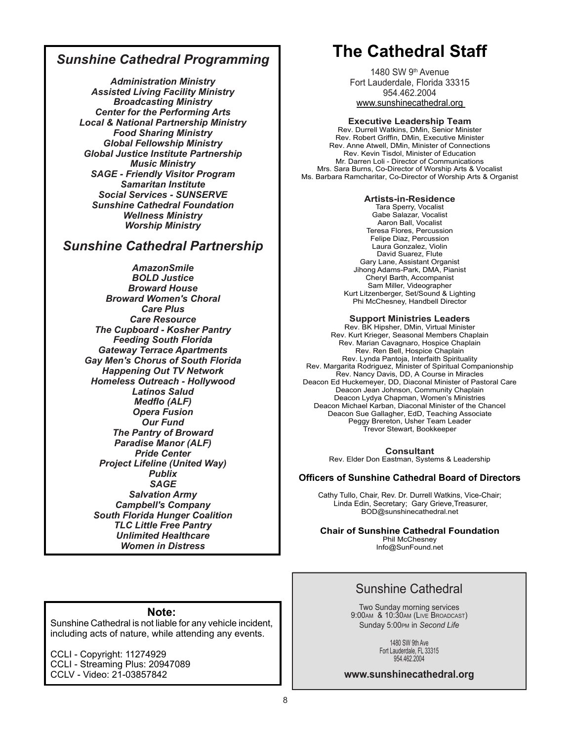## *Sunshine Cathedral Programming*

***Administration Ministry***
***Assisted Living Facility Ministry***
***Broadcasting Ministry***
***Center for the Performing Arts***
***Local & National Partnership Ministry***
***Food Sharing Ministry***
***Global Fellowship Ministry***
***Global Justice Institute Partnership***
***Music Ministry***
***SAGE - Friendly Visitor Program***
***Samaritan Institute***
***Social Services - SUNSERVE***
***Sunshine Cathedral Foundation***
***Wellness Ministry***
***Worship Ministry***

## *Sunshine Cathedral Partnership*

***AmazonSmile***
***BOLD Justice***
***Broward House***
***Broward Women's Choral***
***Care Plus***
***Care Resource***
***The Cupboard - Kosher Pantry***
***Feeding South Florida***
***Gateway Terrace Apartments***
***Gay Men's Chorus of South Florida***
***Happening Out TV Network***
***Homeless Outreach - Hollywood***
***Latinos Salud***
***Medflo (ALF)***
***Opera Fusion***
***Our Fund***
***The Pantry of Broward***
***Paradise Manor (ALF)***
***Pride Center***
***Project Lifeline (United Way)***
***Publix***
***SAGE***
***Salvation Army***
***Campbell's Company***
***South Florida Hunger Coalition***
***TLC Little Free Pantry***
***Unlimited Healthcare***
***Women in Distress***

# The Cathedral Staff

1480 SW 9th Avenue
Fort Lauderdale, Florida 33315
954.462.2004
www.sunshinecathedral.org

**Executive Leadership Team**
Rev. Durrell Watkins, DMin, Senior Minister
Rev. Robert Griffin, DMin, Executive Minister
Rev. Anne Atwell, DMin, Minister of Connections
Rev. Kevin Tisdol, Minister of Education
Mr. Darren Loli - Director of Communications
Mrs. Sara Burns, Co-Director of Worship Arts & Vocalist
Ms. Barbara Ramcharitar, Co-Director of Worship Arts & Organist

**Artists-in-Residence**
Tara Sperry, Vocalist
Gabe Salazar, Vocalist
Aaron Ball, Vocalist
Teresa Flores, Percussion
Felipe Diaz, Percussion
Laura Gonzalez, Violin
David Suarez, Flute
Gary Lane, Assistant Organist
Jihong Adams-Park, DMA, Pianist
Cheryl Barth, Accompanist
Sam Miller, Videographer
Kurt Litzenberger, Set/Sound & Lighting
Phi McChesney, Handbell Director

**Support Ministries Leaders**
Rev. BK Hipsher, DMin, Virtual Minister
Rev. Kurt Krieger, Seasonal Members Chaplain
Rev. Marian Cavagnaro, Hospice Chaplain
Rev. Ren Bell, Hospice Chaplain
Rev. Lynda Pantoja, Interfaith Spirituality
Rev. Margarita Rodriguez, Minister of Spiritual Companionship
Rev. Nancy Davis, DD, A Course in Miracles
Deacon Ed Huckemeyer, DD, Diaconal Minister of Pastoral Care
Deacon Jean Johnson, Community Chaplain
Deacon Lydya Chapman, Women's Ministries
Deacon Michael Karban, Diaconal Minister of the Chancel
Deacon Sue Gallagher, EdD, Teaching Associate
Peggy Brereton, Usher Team Leader
Trevor Stewart, Bookkeeper

**Consultant**
Rev. Elder Don Eastman, Systems & Leadership

**Officers of Sunshine Cathedral Board of Directors**

Cathy Tullo, Chair, Rev. Dr. Durrell Watkins, Vice-Chair;
Linda Edin, Secretary; Gary Grieve,Treasurer,
BOD@sunshinecathedral.net

**Chair of Sunshine Cathedral Foundation**
Phil McChesney
Info@SunFound.net

**Note:**
Sunshine Cathedral is not liable for any vehicle incident, including acts of nature, while attending any events.

CCLI - Copyright: 11274929
CCLI - Streaming Plus: 20947089
CCLV - Video: 21-03857842

## Sunshine Cathedral

Two Sunday morning services
9:00AM & 10:30AM (LIVE BROADCAST)
Sunday 5:00PM in *Second Life*

1480 SW 9th Ave
Fort Lauderdale, FL 33315
954.462.2004

**www.sunshinecathedral.org**